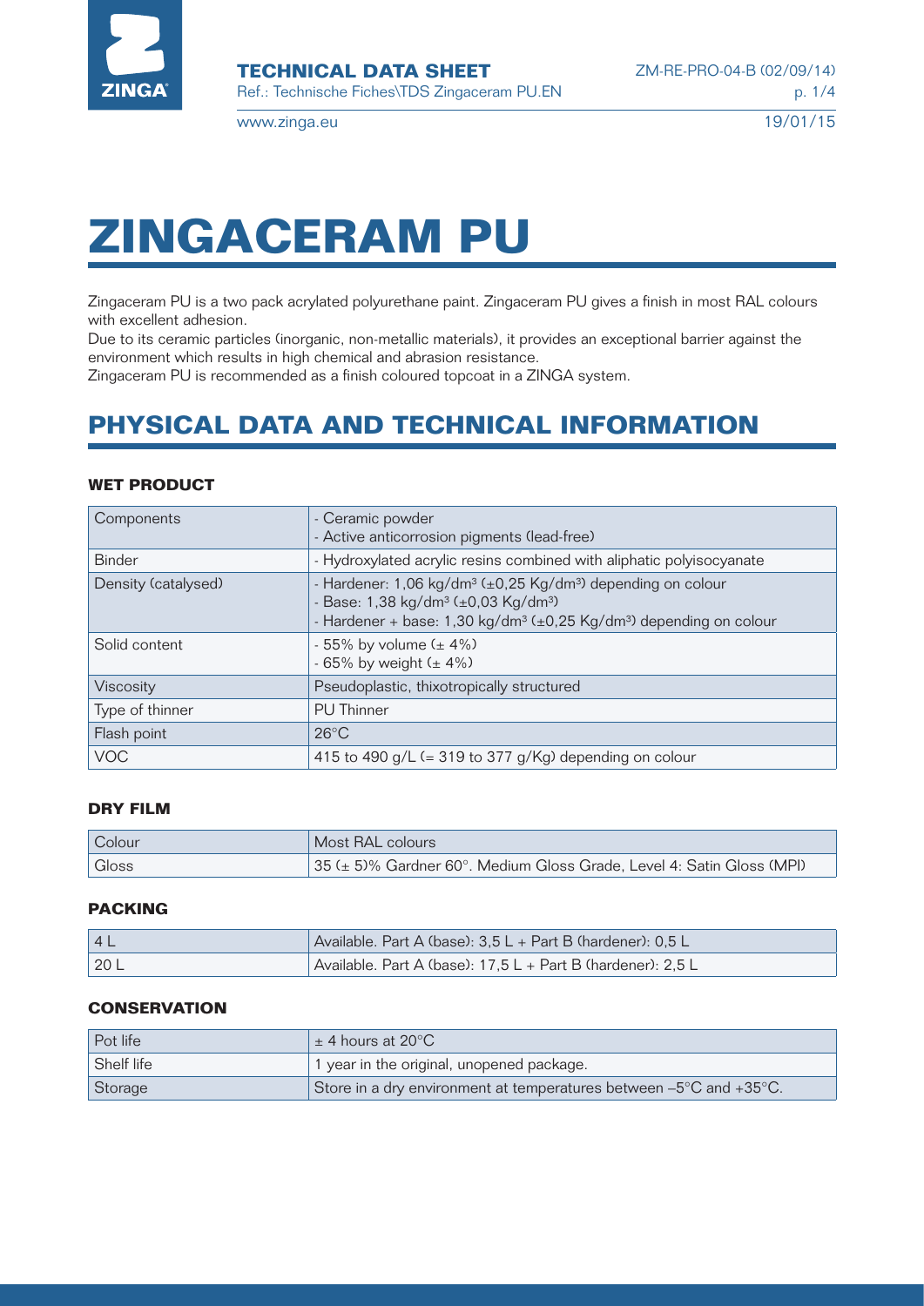# ZINGACERAM PU

Zingaceram PU is a two pack acrylated polyurethane paint. Zingaceram PU gives a finish in most RAL colours with excellent adhesion.
Due to its ceramic particles (inorganic, non-metallic materials), it provides an exceptional barrier against the environment which results in high chemical and abrasion resistance.
Zingaceram PU is recommended as a finish coloured topcoat in a ZINGA system.

## PHYSICAL DATA AND TECHNICAL INFORMATION

### WET PRODUCT

| | |
|---|---|
| Components | - Ceramic powder<br>- Active anticorrosion pigments (lead-free) |
| Binder | - Hydroxylated acrylic resins combined with aliphatic polyisocyanate |
| Density (catalysed) | - Hardener: 1,06 kg/dm³ (±0,25 Kg/dm³) depending on colour<br>- Base: 1,38 kg/dm³ (±0,03 Kg/dm³)<br>- Hardener + base: 1,30 kg/dm³ (±0,25 Kg/dm³) depending on colour |
| Solid content | - 55% by volume (± 4%)<br>- 65% by weight (± 4%) |
| Viscosity | Pseudoplastic, thixotropically structured |
| Type of thinner | PU Thinner |
| Flash point | 26°C |
| VOC | 415 to 490 g/L (= 319 to 377 g/Kg) depending on colour |

### DRY FILM

| | |
|---|---|
| Colour | Most RAL colours |
| Gloss | 35 (± 5)% Gardner 60°. Medium Gloss Grade, Level 4: Satin Gloss (MPI) |

### PACKING

| | |
|---|---|
| 4 L | Available. Part A (base): 3,5 L + Part B (hardener): 0,5 L |
| 20 L | Available. Part A (base): 17,5 L + Part B (hardener): 2,5 L |

### CONSERVATION

| | |
|---|---|
| Pot life | ± 4 hours at 20°C |
| Shelf life | 1 year in the original, unopened package. |
| Storage | Store in a dry environment at temperatures between –5°C and +35°C. |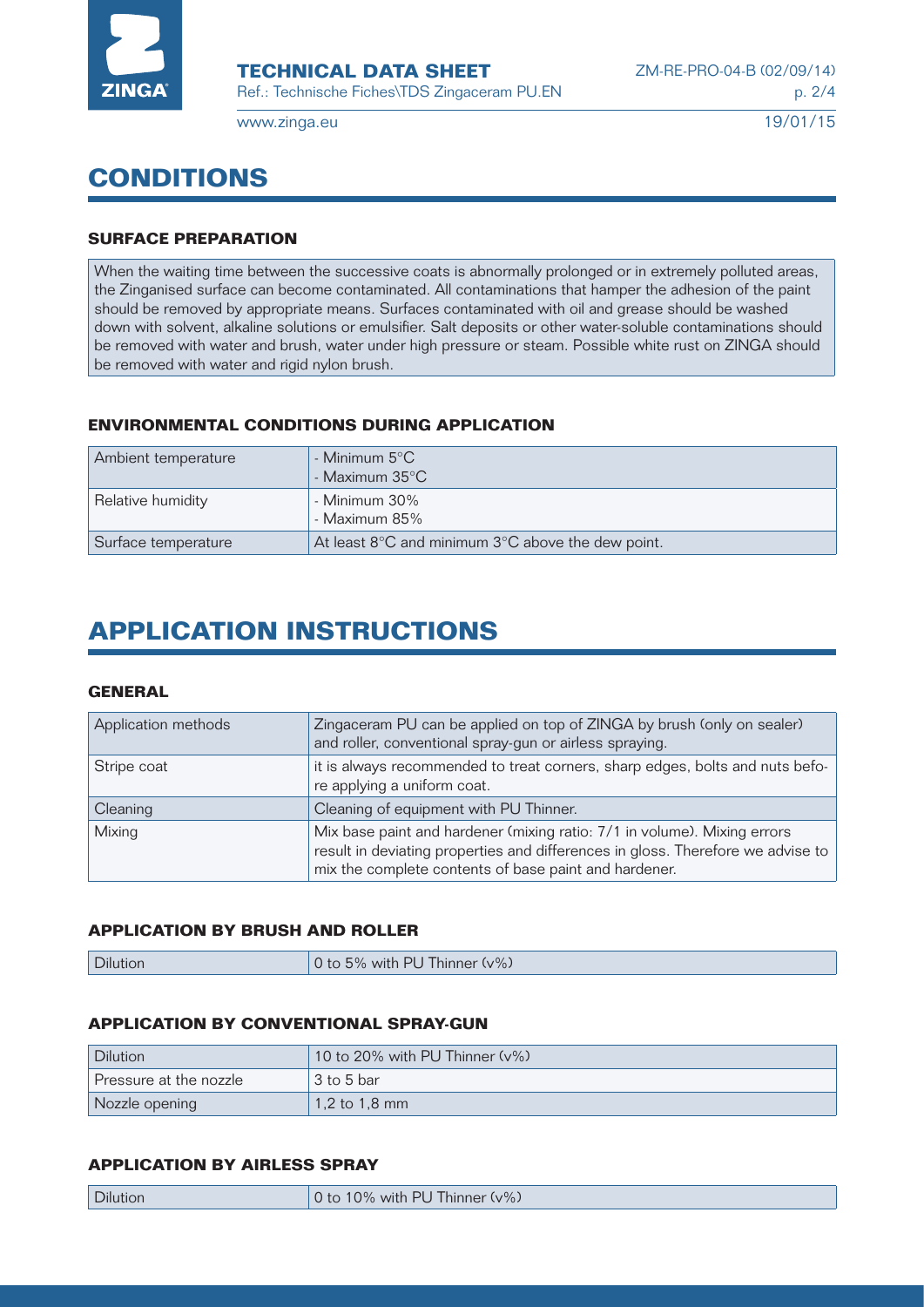# CONDITIONS

### SURFACE PREPARATION

When the waiting time between the successive coats is abnormally prolonged or in extremely polluted areas, the Zinganised surface can become contaminated. All contaminations that hamper the adhesion of the paint should be removed by appropriate means. Surfaces contaminated with oil and grease should be washed down with solvent, alkaline solutions or emulsifier. Salt deposits or other water-soluble contaminations should be removed with water and brush, water under high pressure or steam. Possible white rust on ZINGA should be removed with water and rigid nylon brush.

### ENVIRONMENTAL CONDITIONS DURING APPLICATION

| | |
|---|---|
| Ambient temperature | - Minimum 5°C<br>- Maximum 35°C |
| Relative humidity | - Minimum 30%<br>- Maximum 85% |
| Surface temperature | At least 8°C and minimum 3°C above the dew point. |

# APPLICATION INSTRUCTIONS

### GENERAL

| | |
|---|---|
| Application methods | Zingaceram PU can be applied on top of ZINGA by brush (only on sealer) and roller, conventional spray-gun or airless spraying. |
| Stripe coat | it is always recommended to treat corners, sharp edges, bolts and nuts before applying a uniform coat. |
| Cleaning | Cleaning of equipment with PU Thinner. |
| Mixing | Mix base paint and hardener (mixing ratio: 7/1 in volume). Mixing errors result in deviating properties and differences in gloss. Therefore we advise to mix the complete contents of base paint and hardener. |

### APPLICATION BY BRUSH AND ROLLER

| | |
|---|---|
| Dilution | 0 to 5% with PU Thinner (v%) |

### APPLICATION BY CONVENTIONAL SPRAY-GUN

| | |
|---|---|
| Dilution | 10 to 20% with PU Thinner (v%) |
| Pressure at the nozzle | 3 to 5 bar |
| Nozzle opening | 1,2 to 1,8 mm |

### APPLICATION BY AIRLESS SPRAY

| | |
|---|---|
| Dilution | 0 to 10% with PU Thinner (v%) |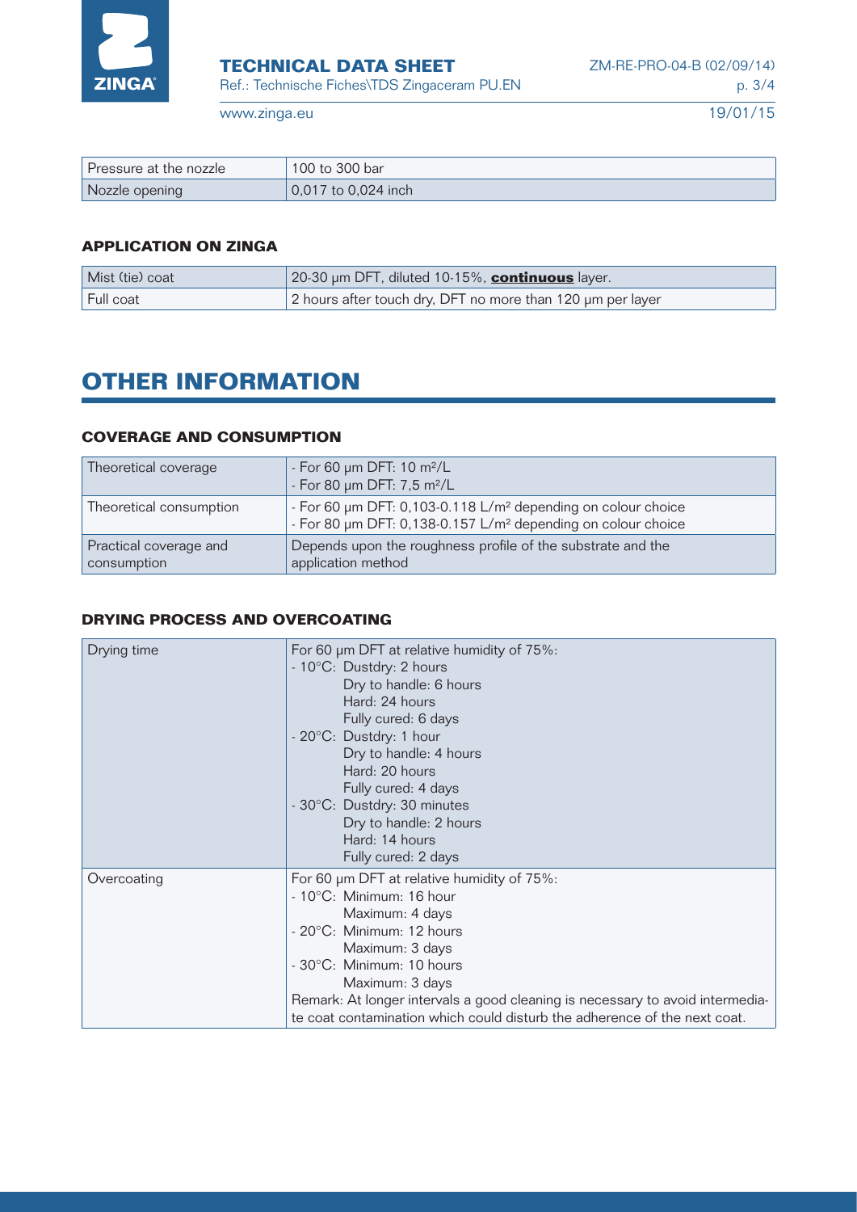| Pressure at the nozzle | 100 to 300 bar |
|---|---|
| Nozzle opening | 0,017 to 0,024 inch |

### APPLICATION ON ZINGA

| Mist (tie) coat | 20-30 µm DFT, diluted 10-15%, **continuous** layer. |
|---|---|
| Full coat | 2 hours after touch dry, DFT no more than 120 µm per layer |

## OTHER INFORMATION

### COVERAGE AND CONSUMPTION

| Theoretical coverage | - For 60 µm DFT: 10 m²/L<br>- For 80 µm DFT: 7,5 m²/L |
|---|---|
| Theoretical consumption | - For 60 µm DFT: 0,103-0.118 L/m² depending on colour choice<br>- For 80 µm DFT: 0,138-0.157 L/m² depending on colour choice |
| Practical coverage and consumption | Depends upon the roughness profile of the substrate and the application method |

### DRYING PROCESS AND OVERCOATING

| Drying time | For 60 µm DFT at relative humidity of 75%:<br>- 10°C: Dustdry: 2 hours<br>Dry to handle: 6 hours<br>Hard: 24 hours<br>Fully cured: 6 days<br>- 20°C: Dustdry: 1 hour<br>Dry to handle: 4 hours<br>Hard: 20 hours<br>Fully cured: 4 days<br>- 30°C: Dustdry: 30 minutes<br>Dry to handle: 2 hours<br>Hard: 14 hours<br>Fully cured: 2 days |
|---|---|
| Overcoating | For 60 µm DFT at relative humidity of 75%:<br>- 10°C: Minimum: 16 hour<br>Maximum: 4 days<br>- 20°C: Minimum: 12 hours<br>Maximum: 3 days<br>- 30°C: Minimum: 10 hours<br>Maximum: 3 days<br>Remark: At longer intervals a good cleaning is necessary to avoid intermediate coat contamination which could disturb the adherence of the next coat. |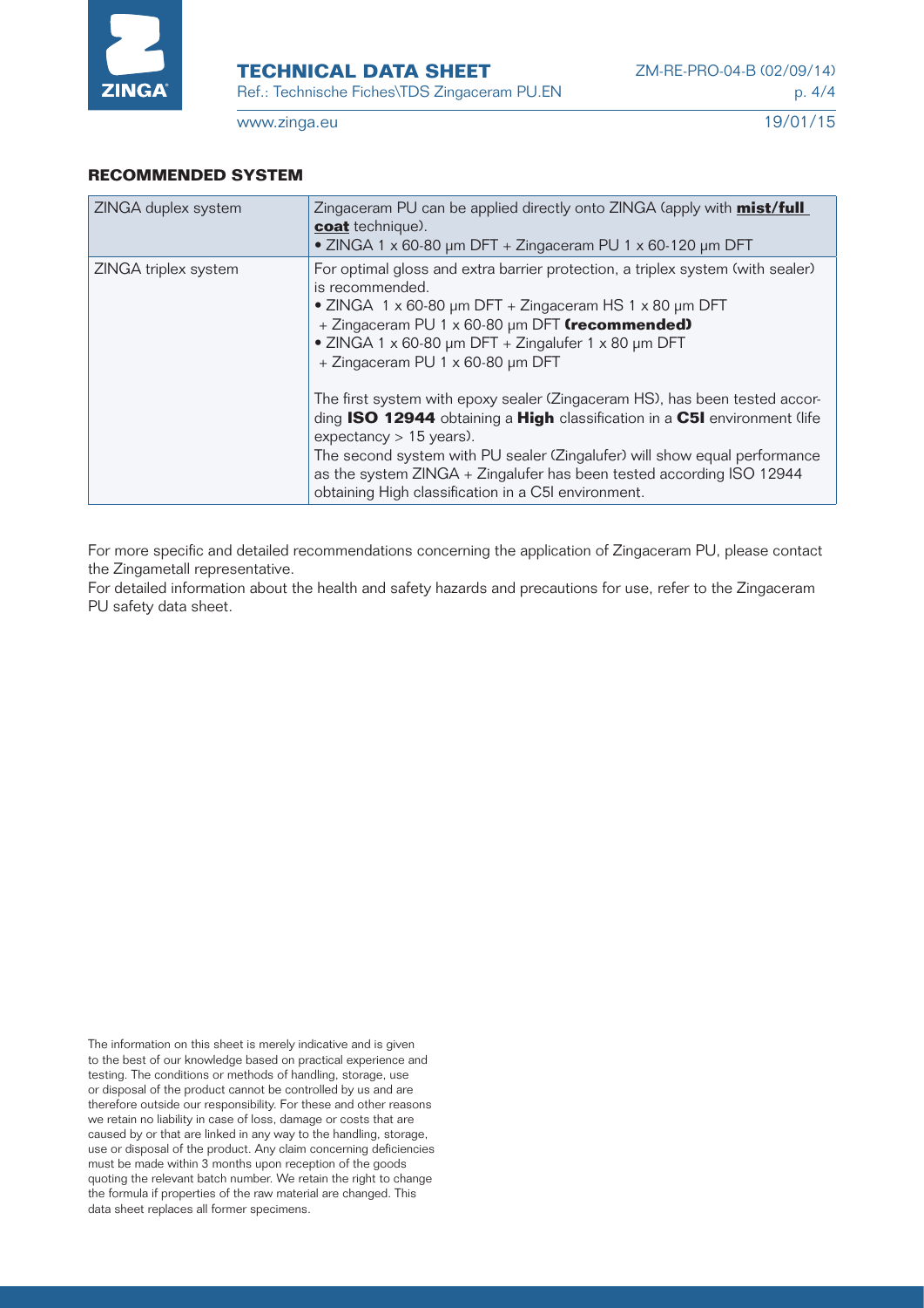## RECOMMENDED SYSTEM

| | |
|---|---|
| ZINGA duplex system | Zingaceram PU can be applied directly onto ZINGA (apply with **mist/full coat** technique).<br>• ZINGA 1 x 60-80 µm DFT + Zingaceram PU 1 x 60-120 µm DFT |
| ZINGA triplex system | For optimal gloss and extra barrier protection, a triplex system (with sealer) is recommended.<br>• ZINGA 1 x 60-80 µm DFT + Zingaceram HS 1 x 80 µm DFT + Zingaceram PU 1 x 60-80 µm DFT **(recommended)**<br>• ZINGA 1 x 60-80 µm DFT + Zingalufer 1 x 80 µm DFT + Zingaceram PU 1 x 60-80 µm DFT<br><br>The first system with epoxy sealer (Zingaceram HS), has been tested according **ISO 12944** obtaining a **High** classification in a **C5I** environment (life expectancy > 15 years).<br>The second system with PU sealer (Zingalufer) will show equal performance as the system ZINGA + Zingalufer has been tested according ISO 12944 obtaining High classification in a C5I environment. |

For more specific and detailed recommendations concerning the application of Zingaceram PU, please contact the Zingametall representative.

For detailed information about the health and safety hazards and precautions for use, refer to the Zingaceram PU safety data sheet.

The information on this sheet is merely indicative and is given to the best of our knowledge based on practical experience and testing. The conditions or methods of handling, storage, use or disposal of the product cannot be controlled by us and are therefore outside our responsibility. For these and other reasons we retain no liability in case of loss, damage or costs that are caused by or that are linked in any way to the handling, storage, use or disposal of the product. Any claim concerning deficiencies must be made within 3 months upon reception of the goods quoting the relevant batch number. We retain the right to change the formula if properties of the raw material are changed. This data sheet replaces all former specimens.